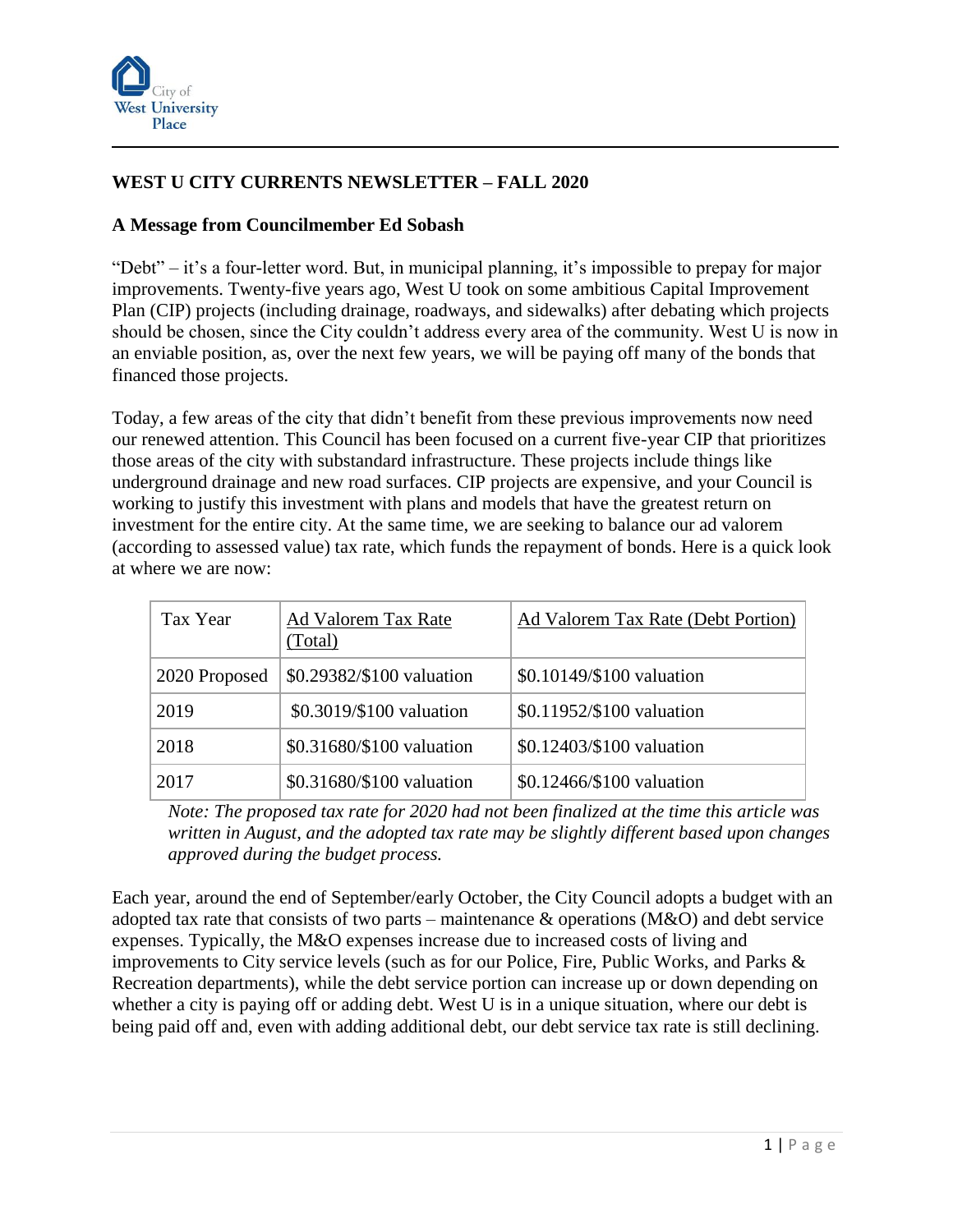## WEST U CITY CURRENTS NEWSLETTER – FALL 2020

### A Message from Councilmember Ed Sobash

"Debt" – it's a four-letter word. But, in municipal planning, it's impossible to prepay for major improvements. Twenty-five years ago, West U took on some ambitious Capital Improvement Plan (CIP) projects (including drainage, roadways, and sidewalks) after debating which projects should be chosen, since the City couldn't address every area of the community. West U is now in an enviable position, as, over the next few years, we will be paying off many of the bonds that financed those projects.

Today, a few areas of the city that didn't benefit from these previous improvements now need our renewed attention. This Council has been focused on a current five-year CIP that prioritizes those areas of the city with substandard infrastructure. These projects include things like underground drainage and new road surfaces. CIP projects are expensive, and your Council is working to justify this investment with plans and models that have the greatest return on investment for the entire city. At the same time, we are seeking to balance our ad valorem (according to assessed value) tax rate, which funds the repayment of bonds. Here is a quick look at where we are now:

| Tax Year | Ad Valorem Tax Rate (Total) | Ad Valorem Tax Rate (Debt Portion) |
|---|---|---|
| 2020 Proposed | $0.29382/$100 valuation | $0.10149/$100 valuation |
| 2019 | $0.3019/$100 valuation | $0.11952/$100 valuation |
| 2018 | $0.31680/$100 valuation | $0.12403/$100 valuation |
| 2017 | $0.31680/$100 valuation | $0.12466/$100 valuation |

*Note: The proposed tax rate for 2020 had not been finalized at the time this article was written in August, and the adopted tax rate may be slightly different based upon changes approved during the budget process.*

Each year, around the end of September/early October, the City Council adopts a budget with an adopted tax rate that consists of two parts – maintenance & operations (M&O) and debt service expenses. Typically, the M&O expenses increase due to increased costs of living and improvements to City service levels (such as for our Police, Fire, Public Works, and Parks & Recreation departments), while the debt service portion can increase up or down depending on whether a city is paying off or adding debt. West U is in a unique situation, where our debt is being paid off and, even with adding additional debt, our debt service tax rate is still declining.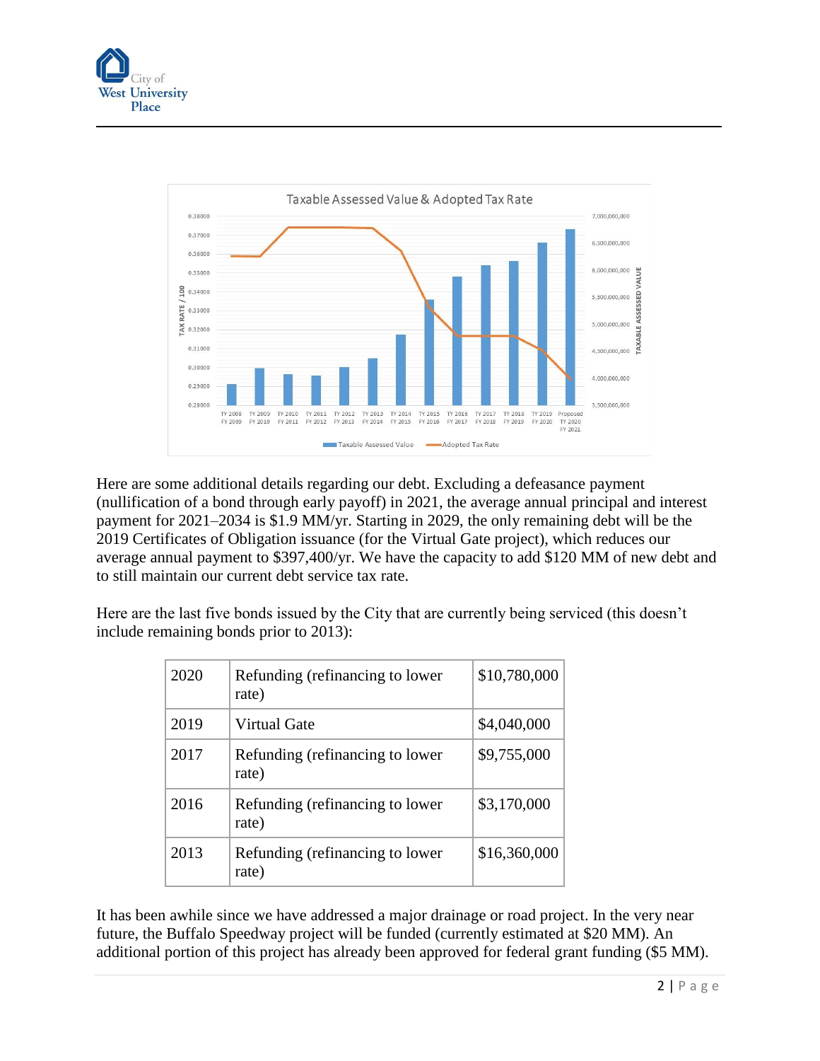Taxable Assessed Value & Adopted Tax Rate

TAX RATE / 100

0.38000
0.37000
0.36000
0.35000
0.34000
0.33000
0.32000
0.31000
0.30000
0.29000
0.28000

TAXABLE ASSESSED VALUE

7,000,000,000
6,500,000,000
6,000,000,000
5,500,000,000
5,000,000,000
4,500,000,000
4,000,000,000
3,500,000,000

TY 2008 FY 2009
TY 2009 FY 2010
TY 2010 FY 2011
TY 2011 FY 2012
TY 2012 FY 2013
TY 2013 FY 2014
TY 2014 FY 2015
TY 2015 FY 2016
TY 2016 FY 2017
TY 2017 FY 2018
TY 2018 FY 2019
TY 2019 FY 2020
Proposed TY 2020 FY 2021

Taxable Assessed Value
Adopted Tax Rate

Here are some additional details regarding our debt. Excluding a defeasance payment (nullification of a bond through early payoff) in 2021, the average annual principal and interest payment for 2021–2034 is $1.9 MM/yr. Starting in 2029, the only remaining debt will be the 2019 Certificates of Obligation issuance (for the Virtual Gate project), which reduces our average annual payment to $397,400/yr. We have the capacity to add $120 MM of new debt and to still maintain our current debt service tax rate.

Here are the last five bonds issued by the City that are currently being serviced (this doesn't include remaining bonds prior to 2013):

| | | |
|---|---|---|
| 2020 | Refunding (refinancing to lower rate) | $10,780,000 |
| 2019 | Virtual Gate | $4,040,000 |
| 2017 | Refunding (refinancing to lower rate) | $9,755,000 |
| 2016 | Refunding (refinancing to lower rate) | $3,170,000 |
| 2013 | Refunding (refinancing to lower rate) | $16,360,000 |

It has been awhile since we have addressed a major drainage or road project. In the very near future, the Buffalo Speedway project will be funded (currently estimated at $20 MM). An additional portion of this project has already been approved for federal grant funding ($5 MM).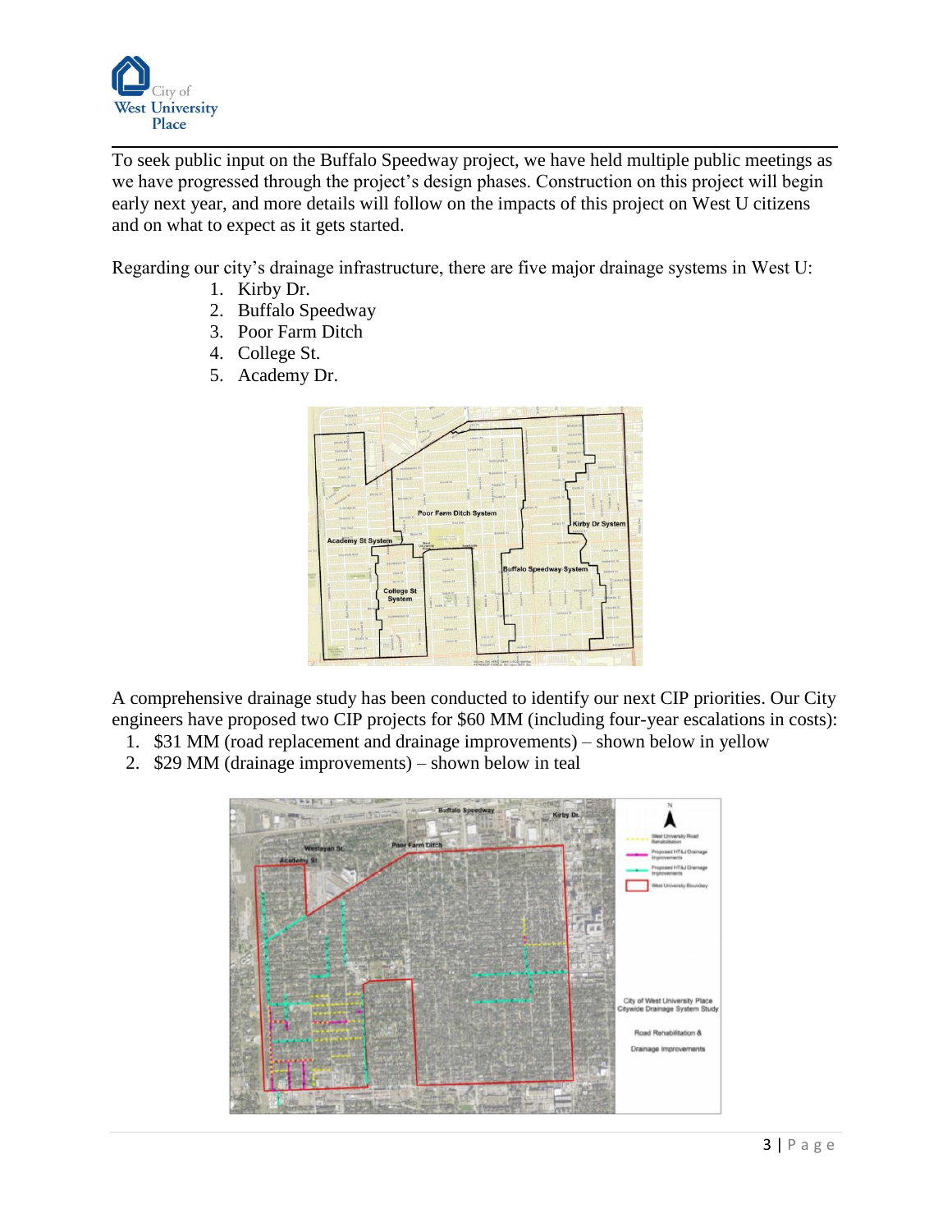To seek public input on the Buffalo Speedway project, we have held multiple public meetings as we have progressed through the project's design phases. Construction on this project will begin early next year, and more details will follow on the impacts of this project on West U citizens and on what to expect as it gets started.

Regarding our city's drainage infrastructure, there are five major drainage systems in West U:

1. Kirby Dr.
2. Buffalo Speedway
3. Poor Farm Ditch
4. College St.
5. Academy Dr.

Poor Farm Ditch System

Kirby Dr System

Academy St System

Buffalo Speedway System

College St System

A comprehensive drainage study has been conducted to identify our next CIP priorities. Our City engineers have proposed two CIP projects for $60 MM (including four-year escalations in costs):

1. $31 MM (road replacement and drainage improvements) – shown below in yellow
2. $29 MM (drainage improvements) – shown below in teal

Buffalo Speedway

Kirby Dr.

Westlayan St

Poor Farm Ditch

Academy St

N

West University Road Rehabilitation

Proposed HTJ Drainage Improvements

Proposed HTJ Drainage Improvements

West University Boundary

City of West University Place Citywide Drainage System Study

Road Rehabilitation & Drainage Improvements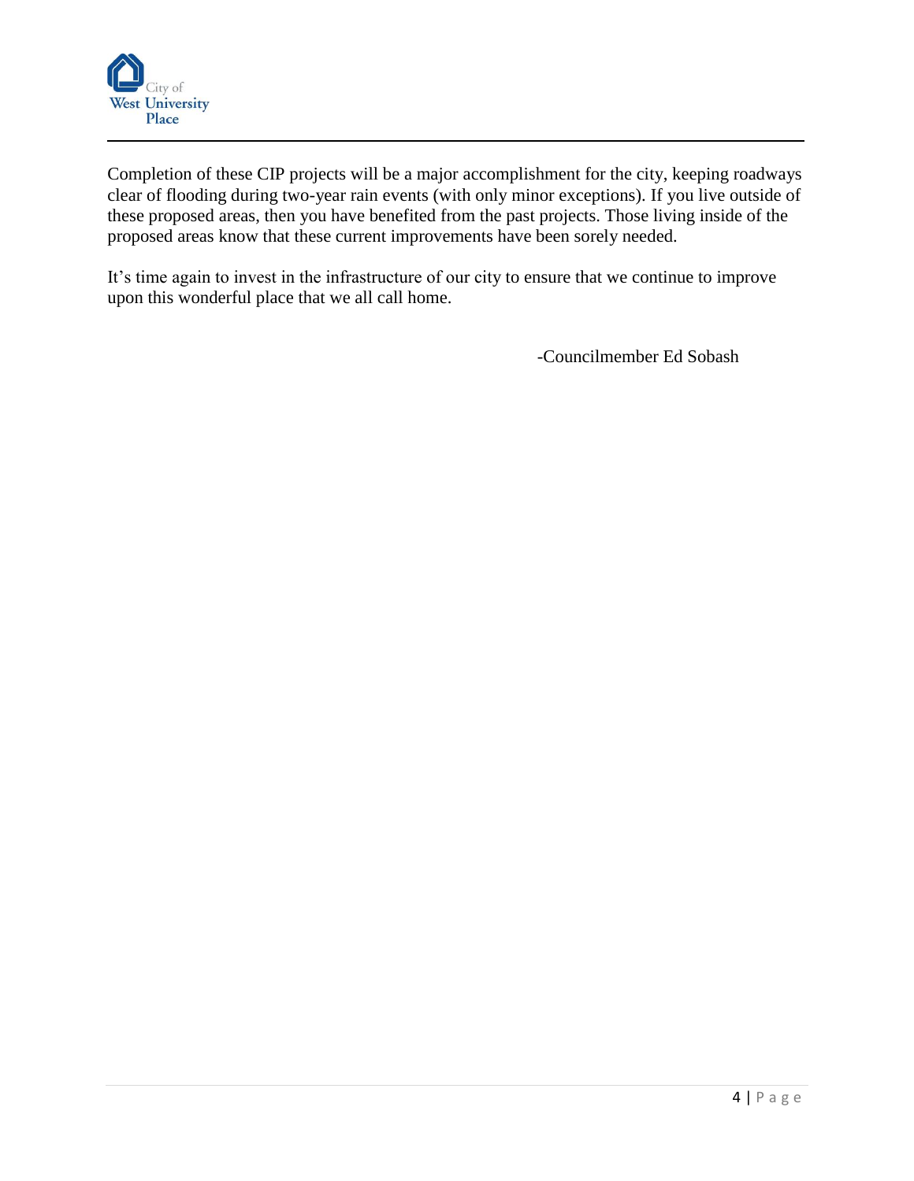Completion of these CIP projects will be a major accomplishment for the city, keeping roadways clear of flooding during two-year rain events (with only minor exceptions). If you live outside of these proposed areas, then you have benefited from the past projects. Those living inside of the proposed areas know that these current improvements have been sorely needed.

It's time again to invest in the infrastructure of our city to ensure that we continue to improve upon this wonderful place that we all call home.

-Councilmember Ed Sobash